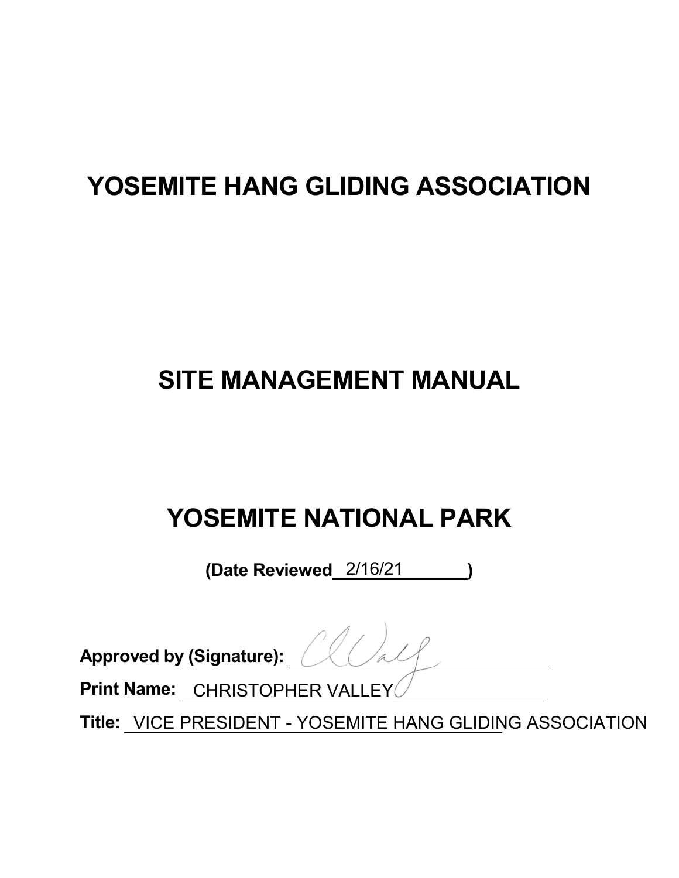# YOSEMITE HANG GLIDING ASSOCIATION

# SITE MANAGEMENT MANUAL

# YOSEMITE NATIONAL PARK

**(Date Reviewed** 2/16/21 **)**

**Approved by (Signature):** 

**Print Name:** CHRISTOPHER VALLEY

**Title:** VICE PRESIDENT - YOSEMITE HANG GLIDING ASSOCIATION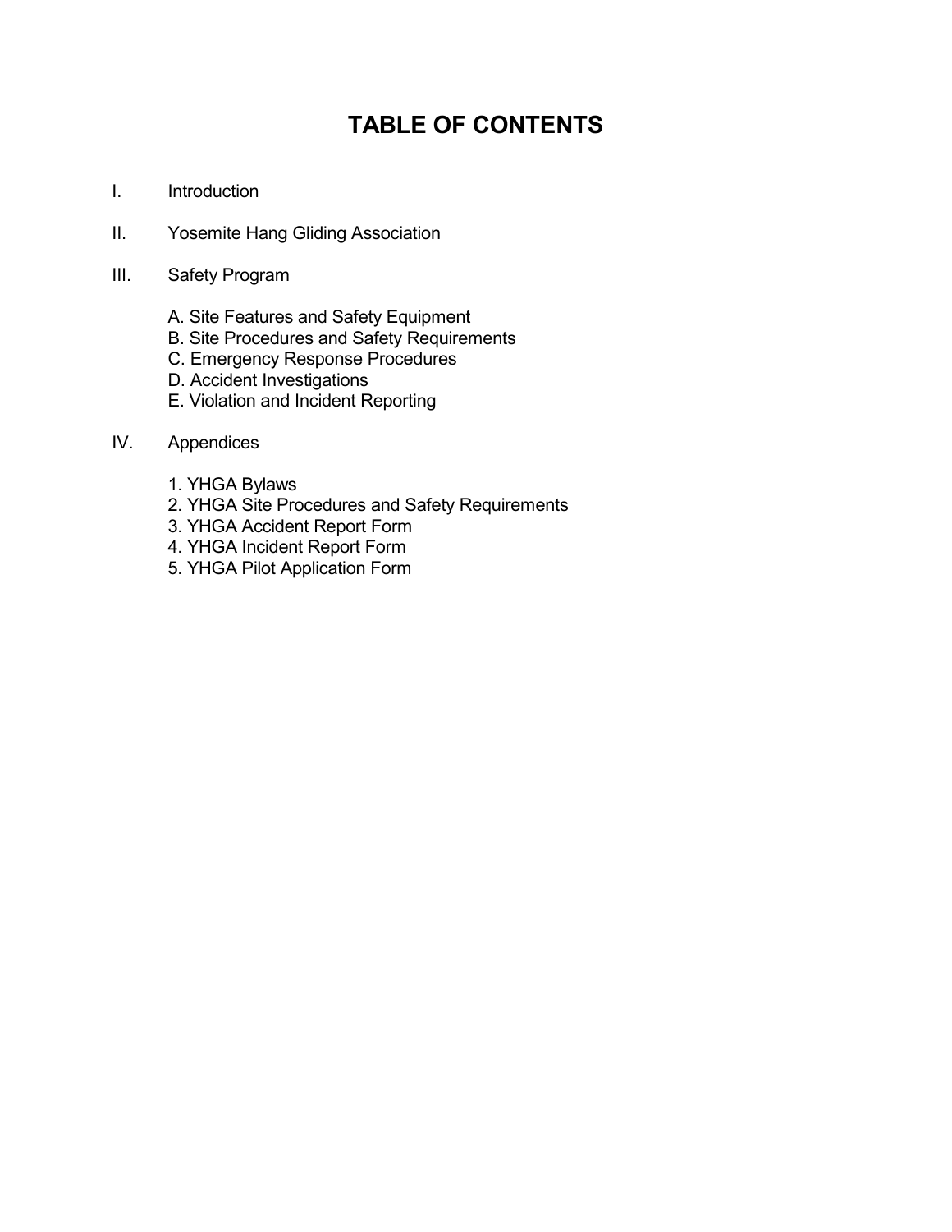# TABLE OF CONTENTS

I. Introduction

II. Yosemite Hang Gliding Association

III. Safety Program

   A. Site Features and Safety Equipment
   B. Site Procedures and Safety Requirements
   C. Emergency Response Procedures
   D. Accident Investigations
   E. Violation and Incident Reporting

IV. Appendices

   1. YHGA Bylaws
   2. YHGA Site Procedures and Safety Requirements
   3. YHGA Accident Report Form
   4. YHGA Incident Report Form
   5. YHGA Pilot Application Form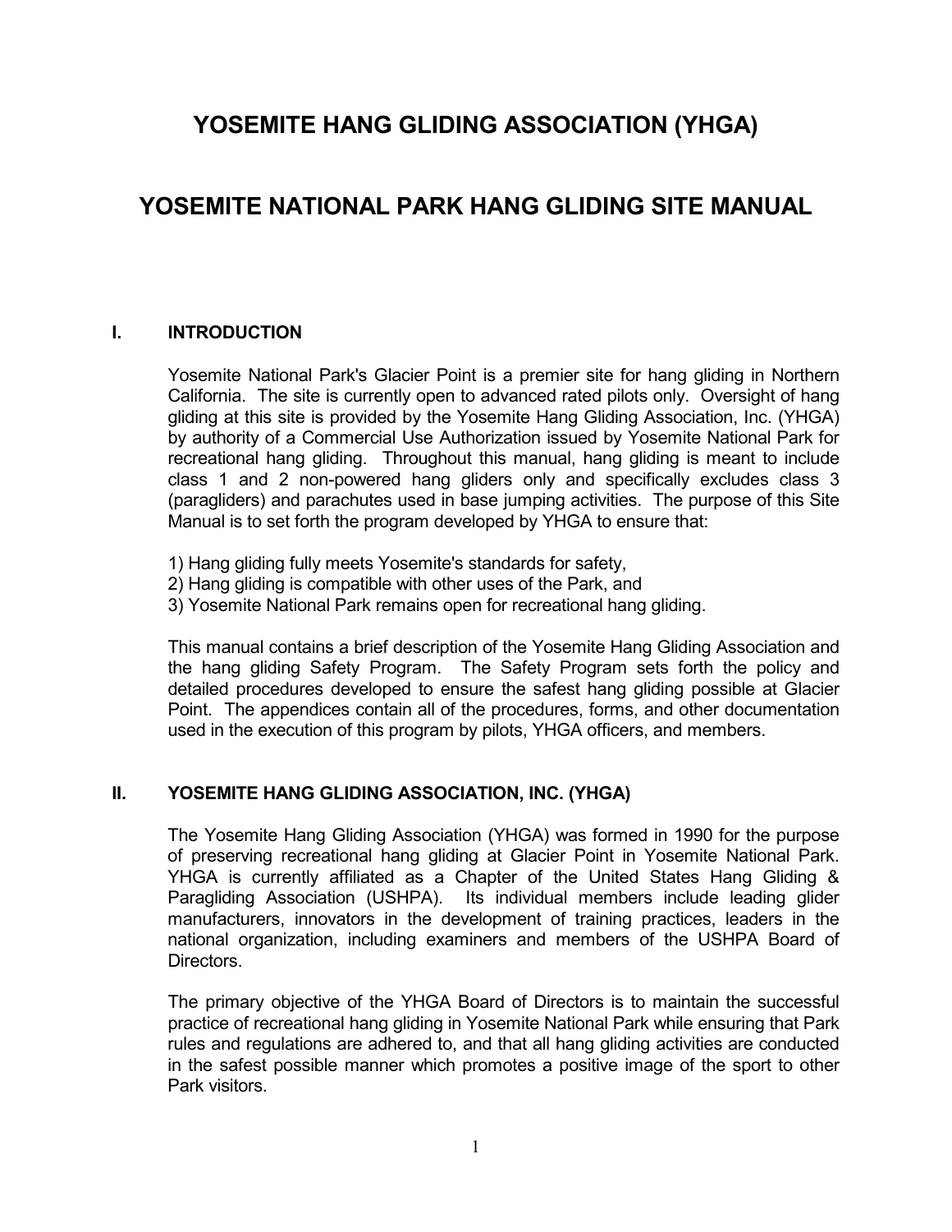# YOSEMITE HANG GLIDING ASSOCIATION (YHGA)

# YOSEMITE NATIONAL PARK HANG GLIDING SITE MANUAL

## I. INTRODUCTION

Yosemite National Park's Glacier Point is a premier site for hang gliding in Northern California. The site is currently open to advanced rated pilots only. Oversight of hang gliding at this site is provided by the Yosemite Hang Gliding Association, Inc. (YHGA) by authority of a Commercial Use Authorization issued by Yosemite National Park for recreational hang gliding. Throughout this manual, hang gliding is meant to include class 1 and 2 non-powered hang gliders only and specifically excludes class 3 (paragliders) and parachutes used in base jumping activities. The purpose of this Site Manual is to set forth the program developed by YHGA to ensure that:

1) Hang gliding fully meets Yosemite's standards for safety,
2) Hang gliding is compatible with other uses of the Park, and
3) Yosemite National Park remains open for recreational hang gliding.

This manual contains a brief description of the Yosemite Hang Gliding Association and the hang gliding Safety Program. The Safety Program sets forth the policy and detailed procedures developed to ensure the safest hang gliding possible at Glacier Point. The appendices contain all of the procedures, forms, and other documentation used in the execution of this program by pilots, YHGA officers, and members.

## II. YOSEMITE HANG GLIDING ASSOCIATION, INC. (YHGA)

The Yosemite Hang Gliding Association (YHGA) was formed in 1990 for the purpose of preserving recreational hang gliding at Glacier Point in Yosemite National Park. YHGA is currently affiliated as a Chapter of the United States Hang Gliding & Paragliding Association (USHPA). Its individual members include leading glider manufacturers, innovators in the development of training practices, leaders in the national organization, including examiners and members of the USHPA Board of Directors.

The primary objective of the YHGA Board of Directors is to maintain the successful practice of recreational hang gliding in Yosemite National Park while ensuring that Park rules and regulations are adhered to, and that all hang gliding activities are conducted in the safest possible manner which promotes a positive image of the sport to other Park visitors.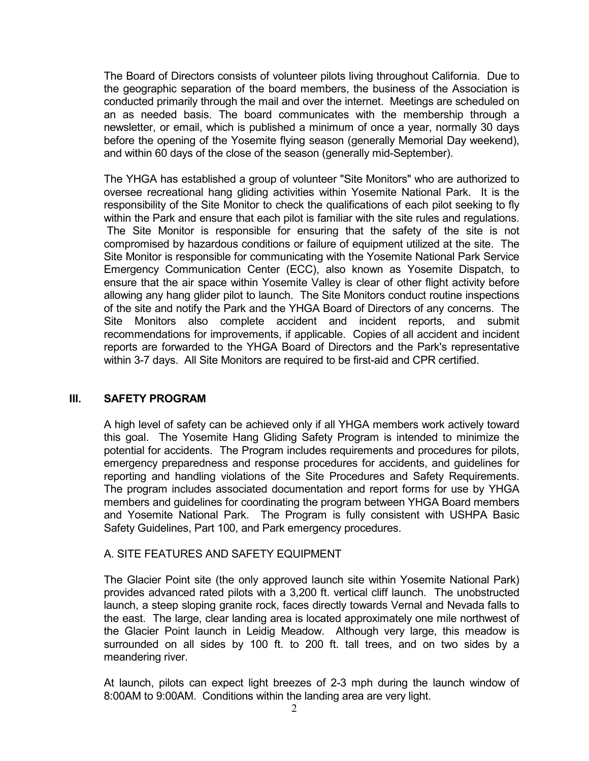The Board of Directors consists of volunteer pilots living throughout California. Due to the geographic separation of the board members, the business of the Association is conducted primarily through the mail and over the internet. Meetings are scheduled on an as needed basis. The board communicates with the membership through a newsletter, or email, which is published a minimum of once a year, normally 30 days before the opening of the Yosemite flying season (generally Memorial Day weekend), and within 60 days of the close of the season (generally mid-September).

The YHGA has established a group of volunteer "Site Monitors" who are authorized to oversee recreational hang gliding activities within Yosemite National Park. It is the responsibility of the Site Monitor to check the qualifications of each pilot seeking to fly within the Park and ensure that each pilot is familiar with the site rules and regulations. The Site Monitor is responsible for ensuring that the safety of the site is not compromised by hazardous conditions or failure of equipment utilized at the site. The Site Monitor is responsible for communicating with the Yosemite National Park Service Emergency Communication Center (ECC), also known as Yosemite Dispatch, to ensure that the air space within Yosemite Valley is clear of other flight activity before allowing any hang glider pilot to launch. The Site Monitors conduct routine inspections of the site and notify the Park and the YHGA Board of Directors of any concerns. The Site Monitors also complete accident and incident reports, and submit recommendations for improvements, if applicable. Copies of all accident and incident reports are forwarded to the YHGA Board of Directors and the Park's representative within 3-7 days. All Site Monitors are required to be first-aid and CPR certified.

## III. SAFETY PROGRAM

A high level of safety can be achieved only if all YHGA members work actively toward this goal. The Yosemite Hang Gliding Safety Program is intended to minimize the potential for accidents. The Program includes requirements and procedures for pilots, emergency preparedness and response procedures for accidents, and guidelines for reporting and handling violations of the Site Procedures and Safety Requirements. The program includes associated documentation and report forms for use by YHGA members and guidelines for coordinating the program between YHGA Board members and Yosemite National Park. The Program is fully consistent with USHPA Basic Safety Guidelines, Part 100, and Park emergency procedures.

### A. SITE FEATURES AND SAFETY EQUIPMENT

The Glacier Point site (the only approved launch site within Yosemite National Park) provides advanced rated pilots with a 3,200 ft. vertical cliff launch. The unobstructed launch, a steep sloping granite rock, faces directly towards Vernal and Nevada falls to the east. The large, clear landing area is located approximately one mile northwest of the Glacier Point launch in Leidig Meadow. Although very large, this meadow is surrounded on all sides by 100 ft. to 200 ft. tall trees, and on two sides by a meandering river.

At launch, pilots can expect light breezes of 2-3 mph during the launch window of 8:00AM to 9:00AM. Conditions within the landing area are very light.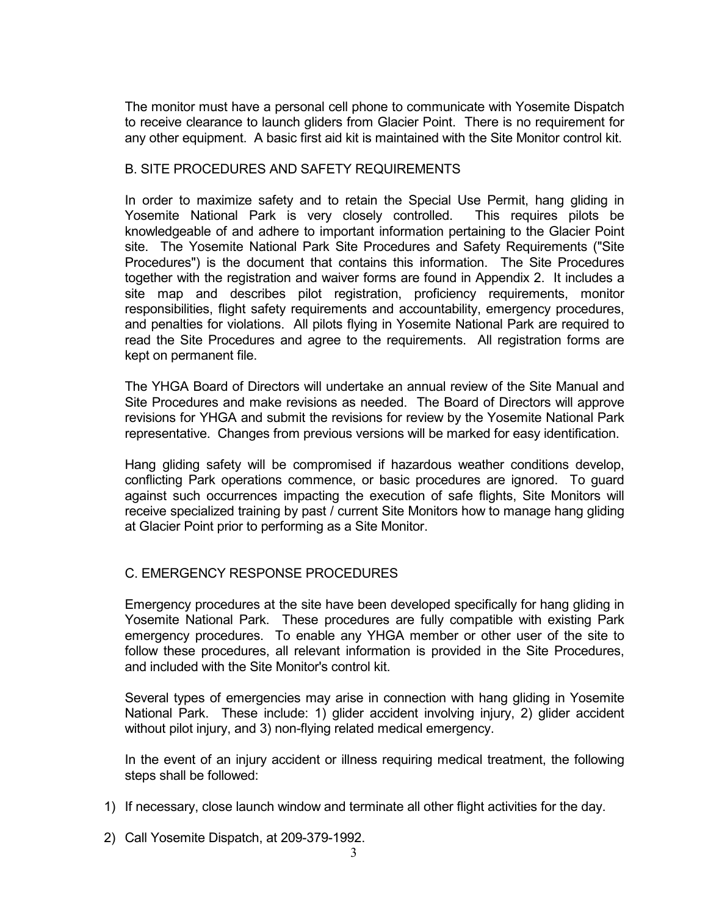The monitor must have a personal cell phone to communicate with Yosemite Dispatch to receive clearance to launch gliders from Glacier Point. There is no requirement for any other equipment. A basic first aid kit is maintained with the Site Monitor control kit.

## B. SITE PROCEDURES AND SAFETY REQUIREMENTS

In order to maximize safety and to retain the Special Use Permit, hang gliding in Yosemite National Park is very closely controlled. This requires pilots be knowledgeable of and adhere to important information pertaining to the Glacier Point site. The Yosemite National Park Site Procedures and Safety Requirements ("Site Procedures") is the document that contains this information. The Site Procedures together with the registration and waiver forms are found in Appendix 2. It includes a site map and describes pilot registration, proficiency requirements, monitor responsibilities, flight safety requirements and accountability, emergency procedures, and penalties for violations. All pilots flying in Yosemite National Park are required to read the Site Procedures and agree to the requirements. All registration forms are kept on permanent file.

The YHGA Board of Directors will undertake an annual review of the Site Manual and Site Procedures and make revisions as needed. The Board of Directors will approve revisions for YHGA and submit the revisions for review by the Yosemite National Park representative. Changes from previous versions will be marked for easy identification.

Hang gliding safety will be compromised if hazardous weather conditions develop, conflicting Park operations commence, or basic procedures are ignored. To guard against such occurrences impacting the execution of safe flights, Site Monitors will receive specialized training by past / current Site Monitors how to manage hang gliding at Glacier Point prior to performing as a Site Monitor.

## C. EMERGENCY RESPONSE PROCEDURES

Emergency procedures at the site have been developed specifically for hang gliding in Yosemite National Park. These procedures are fully compatible with existing Park emergency procedures. To enable any YHGA member or other user of the site to follow these procedures, all relevant information is provided in the Site Procedures, and included with the Site Monitor's control kit.

Several types of emergencies may arise in connection with hang gliding in Yosemite National Park. These include: 1) glider accident involving injury, 2) glider accident without pilot injury, and 3) non-flying related medical emergency.

In the event of an injury accident or illness requiring medical treatment, the following steps shall be followed:

1) If necessary, close launch window and terminate all other flight activities for the day.

2) Call Yosemite Dispatch, at 209-379-1992.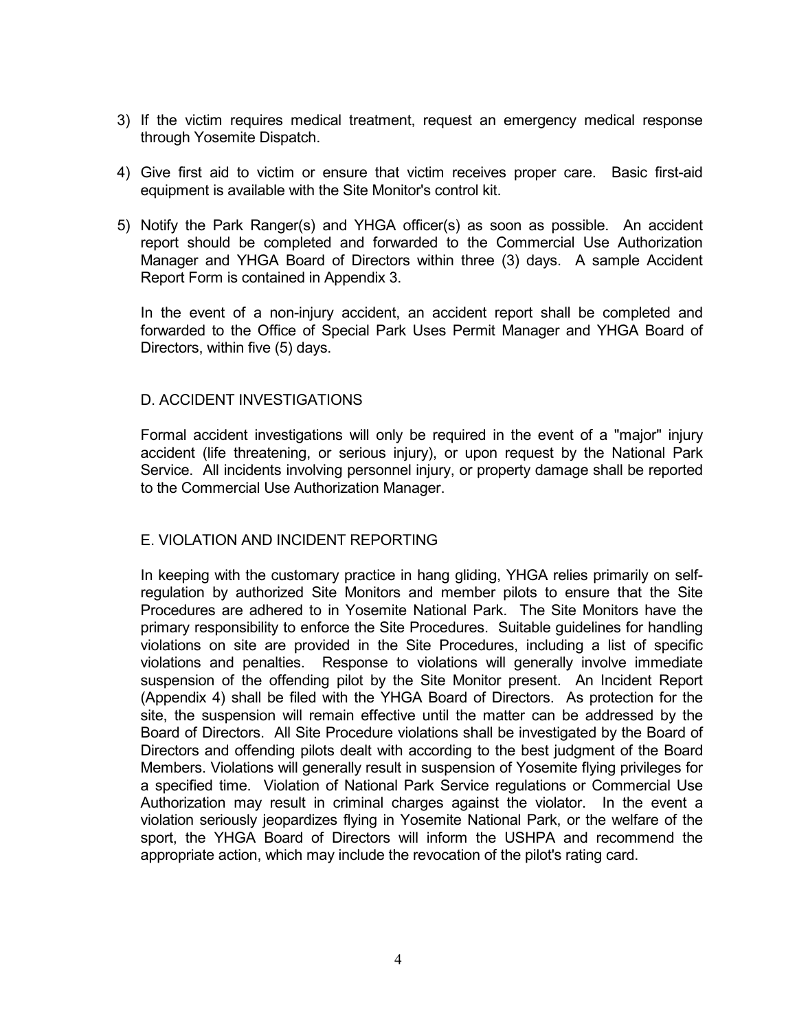3) If the victim requires medical treatment, request an emergency medical response through Yosemite Dispatch.

4) Give first aid to victim or ensure that victim receives proper care. Basic first-aid equipment is available with the Site Monitor's control kit.

5) Notify the Park Ranger(s) and YHGA officer(s) as soon as possible. An accident report should be completed and forwarded to the Commercial Use Authorization Manager and YHGA Board of Directors within three (3) days. A sample Accident Report Form is contained in Appendix 3.

   In the event of a non-injury accident, an accident report shall be completed and forwarded to the Office of Special Park Uses Permit Manager and YHGA Board of Directors, within five (5) days.

## D. ACCIDENT INVESTIGATIONS

Formal accident investigations will only be required in the event of a "major" injury accident (life threatening, or serious injury), or upon request by the National Park Service. All incidents involving personnel injury, or property damage shall be reported to the Commercial Use Authorization Manager.

## E. VIOLATION AND INCIDENT REPORTING

In keeping with the customary practice in hang gliding, YHGA relies primarily on self-regulation by authorized Site Monitors and member pilots to ensure that the Site Procedures are adhered to in Yosemite National Park. The Site Monitors have the primary responsibility to enforce the Site Procedures. Suitable guidelines for handling violations on site are provided in the Site Procedures, including a list of specific violations and penalties. Response to violations will generally involve immediate suspension of the offending pilot by the Site Monitor present. An Incident Report (Appendix 4) shall be filed with the YHGA Board of Directors. As protection for the site, the suspension will remain effective until the matter can be addressed by the Board of Directors. All Site Procedure violations shall be investigated by the Board of Directors and offending pilots dealt with according to the best judgment of the Board Members. Violations will generally result in suspension of Yosemite flying privileges for a specified time. Violation of National Park Service regulations or Commercial Use Authorization may result in criminal charges against the violator. In the event a violation seriously jeopardizes flying in Yosemite National Park, or the welfare of the sport, the YHGA Board of Directors will inform the USHPA and recommend the appropriate action, which may include the revocation of the pilot's rating card.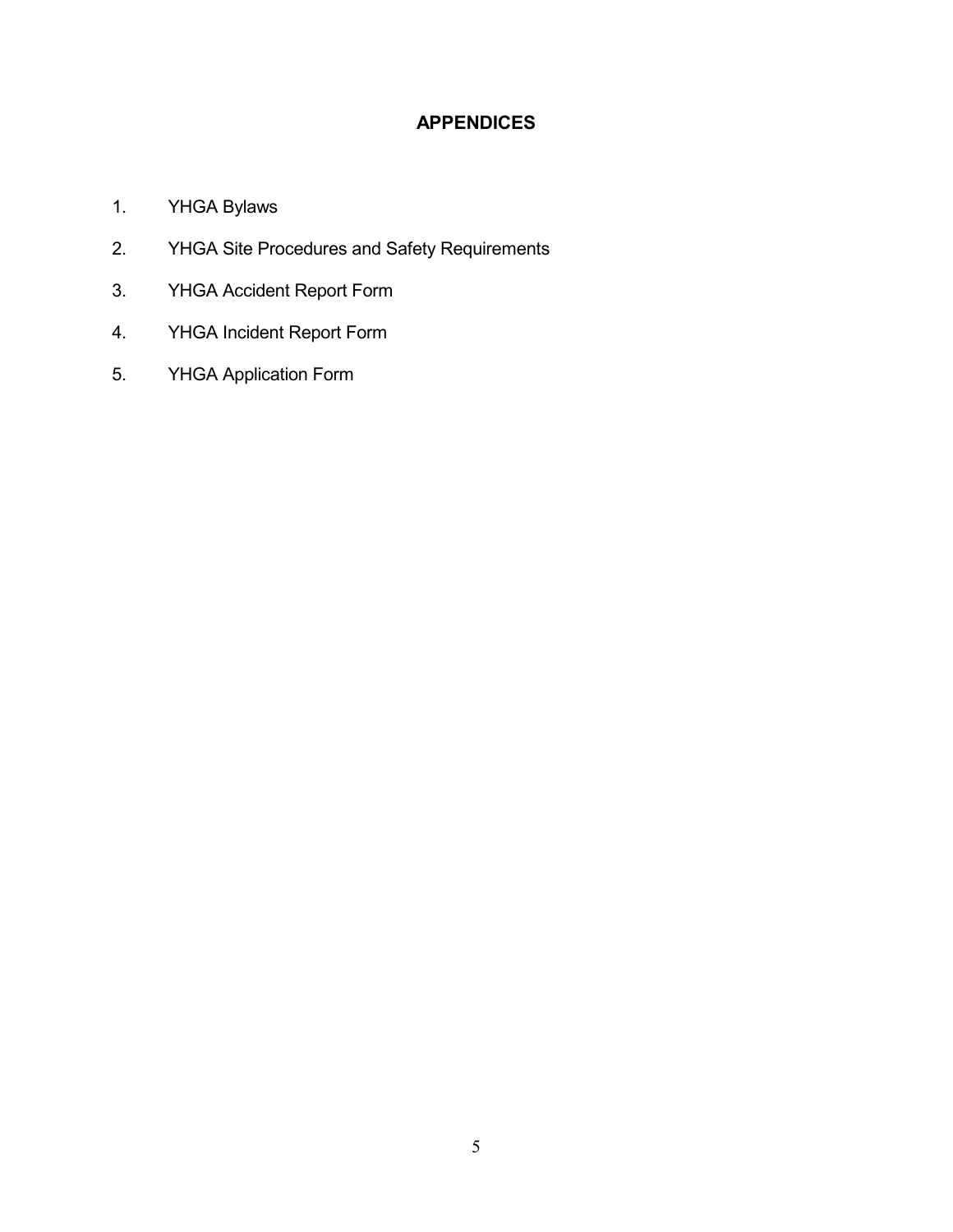# APPENDICES

1. YHGA Bylaws
2. YHGA Site Procedures and Safety Requirements
3. YHGA Accident Report Form
4. YHGA Incident Report Form
5. YHGA Application Form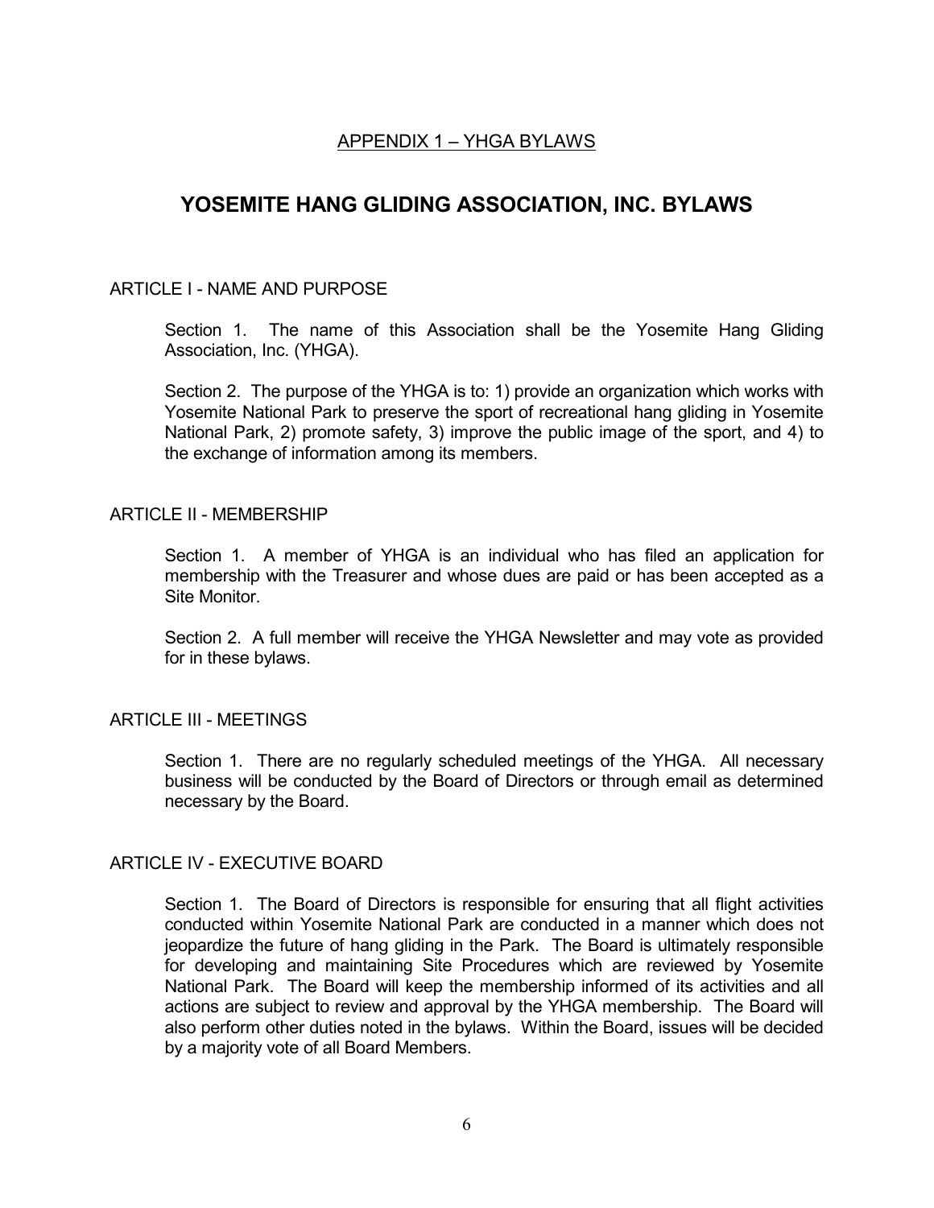APPENDIX 1 – YHGA BYLAWS

# YOSEMITE HANG GLIDING ASSOCIATION, INC. BYLAWS

## ARTICLE I - NAME AND PURPOSE

Section 1. The name of this Association shall be the Yosemite Hang Gliding Association, Inc. (YHGA).

Section 2. The purpose of the YHGA is to: 1) provide an organization which works with Yosemite National Park to preserve the sport of recreational hang gliding in Yosemite National Park, 2) promote safety, 3) improve the public image of the sport, and 4) to the exchange of information among its members.

## ARTICLE II - MEMBERSHIP

Section 1. A member of YHGA is an individual who has filed an application for membership with the Treasurer and whose dues are paid or has been accepted as a Site Monitor.

Section 2. A full member will receive the YHGA Newsletter and may vote as provided for in these bylaws.

## ARTICLE III - MEETINGS

Section 1. There are no regularly scheduled meetings of the YHGA. All necessary business will be conducted by the Board of Directors or through email as determined necessary by the Board.

## ARTICLE IV - EXECUTIVE BOARD

Section 1. The Board of Directors is responsible for ensuring that all flight activities conducted within Yosemite National Park are conducted in a manner which does not jeopardize the future of hang gliding in the Park. The Board is ultimately responsible for developing and maintaining Site Procedures which are reviewed by Yosemite National Park. The Board will keep the membership informed of its activities and all actions are subject to review and approval by the YHGA membership. The Board will also perform other duties noted in the bylaws. Within the Board, issues will be decided by a majority vote of all Board Members.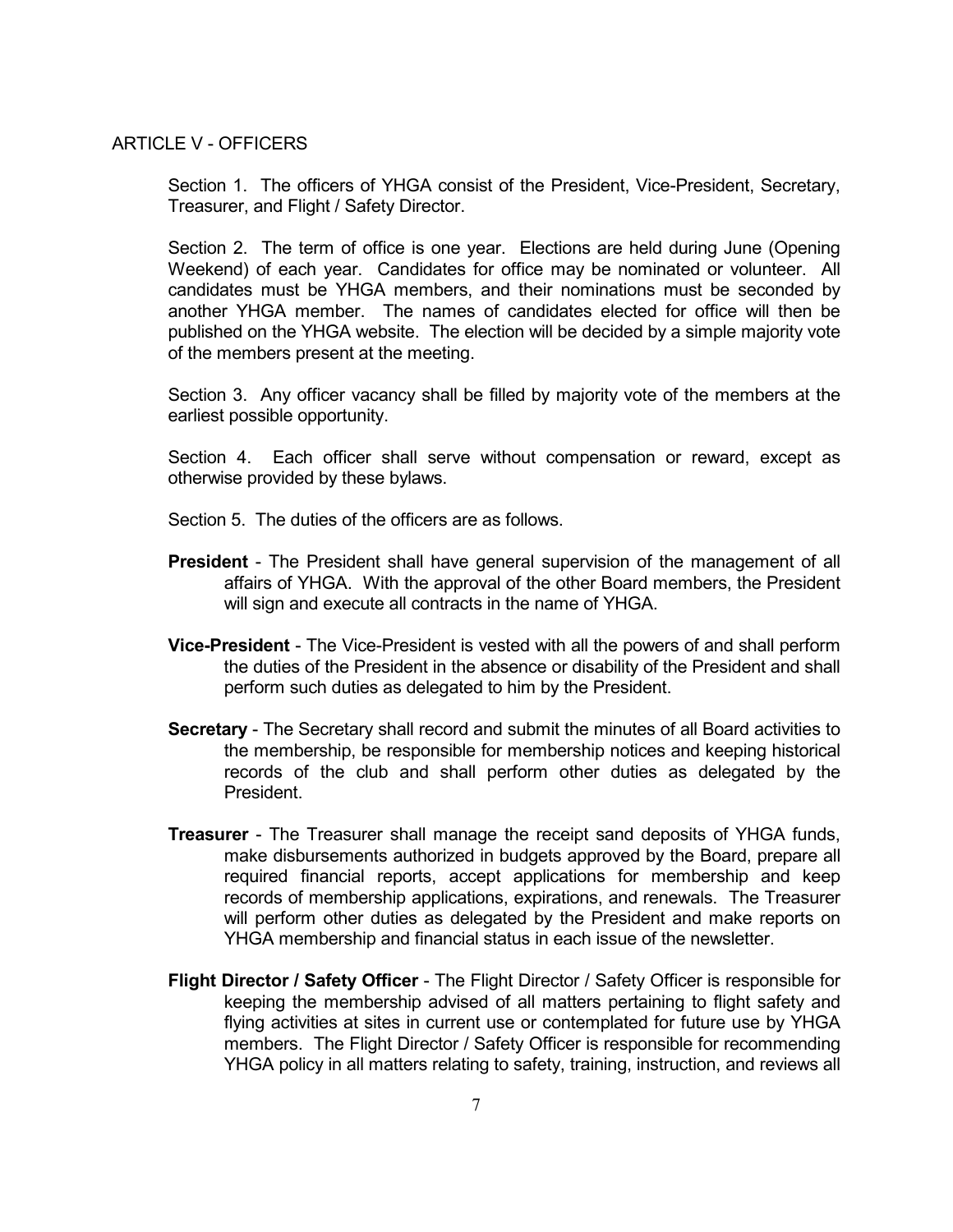## ARTICLE V - OFFICERS

Section 1. The officers of YHGA consist of the President, Vice-President, Secretary, Treasurer, and Flight / Safety Director.

Section 2. The term of office is one year. Elections are held during June (Opening Weekend) of each year. Candidates for office may be nominated or volunteer. All candidates must be YHGA members, and their nominations must be seconded by another YHGA member. The names of candidates elected for office will then be published on the YHGA website. The election will be decided by a simple majority vote of the members present at the meeting.

Section 3. Any officer vacancy shall be filled by majority vote of the members at the earliest possible opportunity.

Section 4. Each officer shall serve without compensation or reward, except as otherwise provided by these bylaws.

Section 5. The duties of the officers are as follows.

**President** - The President shall have general supervision of the management of all affairs of YHGA. With the approval of the other Board members, the President will sign and execute all contracts in the name of YHGA.

**Vice-President** - The Vice-President is vested with all the powers of and shall perform the duties of the President in the absence or disability of the President and shall perform such duties as delegated to him by the President.

**Secretary** - The Secretary shall record and submit the minutes of all Board activities to the membership, be responsible for membership notices and keeping historical records of the club and shall perform other duties as delegated by the President.

**Treasurer** - The Treasurer shall manage the receipt sand deposits of YHGA funds, make disbursements authorized in budgets approved by the Board, prepare all required financial reports, accept applications for membership and keep records of membership applications, expirations, and renewals. The Treasurer will perform other duties as delegated by the President and make reports on YHGA membership and financial status in each issue of the newsletter.

**Flight Director / Safety Officer** - The Flight Director / Safety Officer is responsible for keeping the membership advised of all matters pertaining to flight safety and flying activities at sites in current use or contemplated for future use by YHGA members. The Flight Director / Safety Officer is responsible for recommending YHGA policy in all matters relating to safety, training, instruction, and reviews all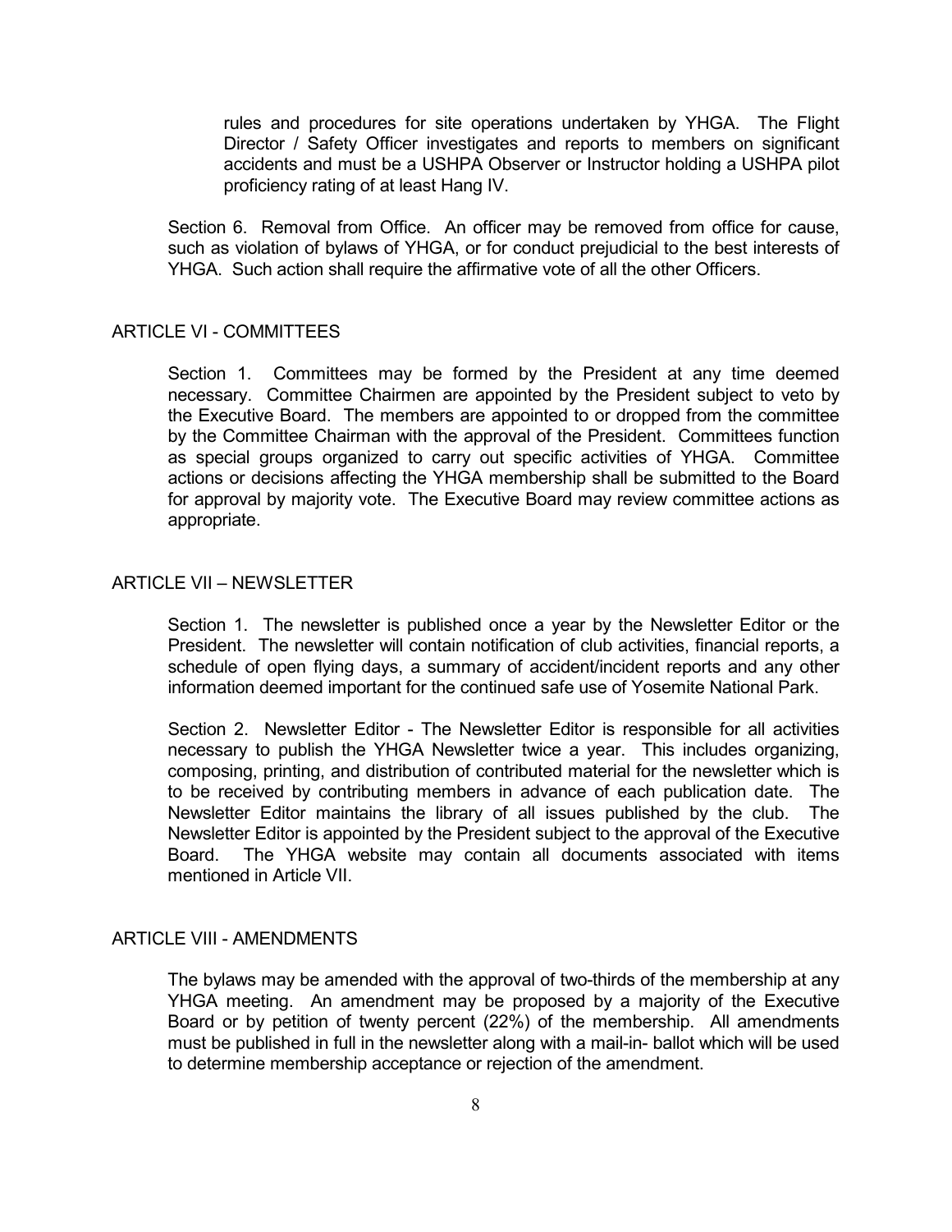rules and procedures for site operations undertaken by YHGA. The Flight Director / Safety Officer investigates and reports to members on significant accidents and must be a USHPA Observer or Instructor holding a USHPA pilot proficiency rating of at least Hang IV.

Section 6. Removal from Office. An officer may be removed from office for cause, such as violation of bylaws of YHGA, or for conduct prejudicial to the best interests of YHGA. Such action shall require the affirmative vote of all the other Officers.

## ARTICLE VI - COMMITTEES

Section 1. Committees may be formed by the President at any time deemed necessary. Committee Chairmen are appointed by the President subject to veto by the Executive Board. The members are appointed to or dropped from the committee by the Committee Chairman with the approval of the President. Committees function as special groups organized to carry out specific activities of YHGA. Committee actions or decisions affecting the YHGA membership shall be submitted to the Board for approval by majority vote. The Executive Board may review committee actions as appropriate.

## ARTICLE VII – NEWSLETTER

Section 1. The newsletter is published once a year by the Newsletter Editor or the President. The newsletter will contain notification of club activities, financial reports, a schedule of open flying days, a summary of accident/incident reports and any other information deemed important for the continued safe use of Yosemite National Park.

Section 2. Newsletter Editor - The Newsletter Editor is responsible for all activities necessary to publish the YHGA Newsletter twice a year. This includes organizing, composing, printing, and distribution of contributed material for the newsletter which is to be received by contributing members in advance of each publication date. The Newsletter Editor maintains the library of all issues published by the club. The Newsletter Editor is appointed by the President subject to the approval of the Executive Board. The YHGA website may contain all documents associated with items mentioned in Article VII.

## ARTICLE VIII - AMENDMENTS

The bylaws may be amended with the approval of two-thirds of the membership at any YHGA meeting. An amendment may be proposed by a majority of the Executive Board or by petition of twenty percent (22%) of the membership. All amendments must be published in full in the newsletter along with a mail-in- ballot which will be used to determine membership acceptance or rejection of the amendment.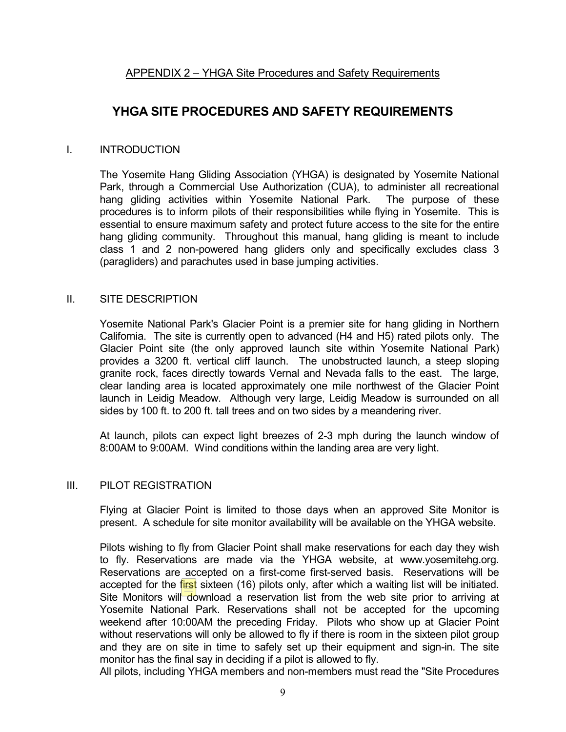APPENDIX 2 – YHGA Site Procedures and Safety Requirements

# YHGA SITE PROCEDURES AND SAFETY REQUIREMENTS

## I. INTRODUCTION

The Yosemite Hang Gliding Association (YHGA) is designated by Yosemite National Park, through a Commercial Use Authorization (CUA), to administer all recreational hang gliding activities within Yosemite National Park. The purpose of these procedures is to inform pilots of their responsibilities while flying in Yosemite. This is essential to ensure maximum safety and protect future access to the site for the entire hang gliding community. Throughout this manual, hang gliding is meant to include class 1 and 2 non-powered hang gliders only and specifically excludes class 3 (paragliders) and parachutes used in base jumping activities.

## II. SITE DESCRIPTION

Yosemite National Park's Glacier Point is a premier site for hang gliding in Northern California. The site is currently open to advanced (H4 and H5) rated pilots only. The Glacier Point site (the only approved launch site within Yosemite National Park) provides a 3200 ft. vertical cliff launch. The unobstructed launch, a steep sloping granite rock, faces directly towards Vernal and Nevada falls to the east. The large, clear landing area is located approximately one mile northwest of the Glacier Point launch in Leidig Meadow. Although very large, Leidig Meadow is surrounded on all sides by 100 ft. to 200 ft. tall trees and on two sides by a meandering river.

At launch, pilots can expect light breezes of 2-3 mph during the launch window of 8:00AM to 9:00AM. Wind conditions within the landing area are very light.

## III. PILOT REGISTRATION

Flying at Glacier Point is limited to those days when an approved Site Monitor is present. A schedule for site monitor availability will be available on the YHGA website.

Pilots wishing to fly from Glacier Point shall make reservations for each day they wish to fly. Reservations are made via the YHGA website, at www.yosemitehg.org. Reservations are accepted on a first-come first-served basis. Reservations will be accepted for the first sixteen (16) pilots only, after which a waiting list will be initiated. Site Monitors will download a reservation list from the web site prior to arriving at Yosemite National Park. Reservations shall not be accepted for the upcoming weekend after 10:00AM the preceding Friday. Pilots who show up at Glacier Point without reservations will only be allowed to fly if there is room in the sixteen pilot group and they are on site in time to safely set up their equipment and sign-in. The site monitor has the final say in deciding if a pilot is allowed to fly.

All pilots, including YHGA members and non-members must read the "Site Procedures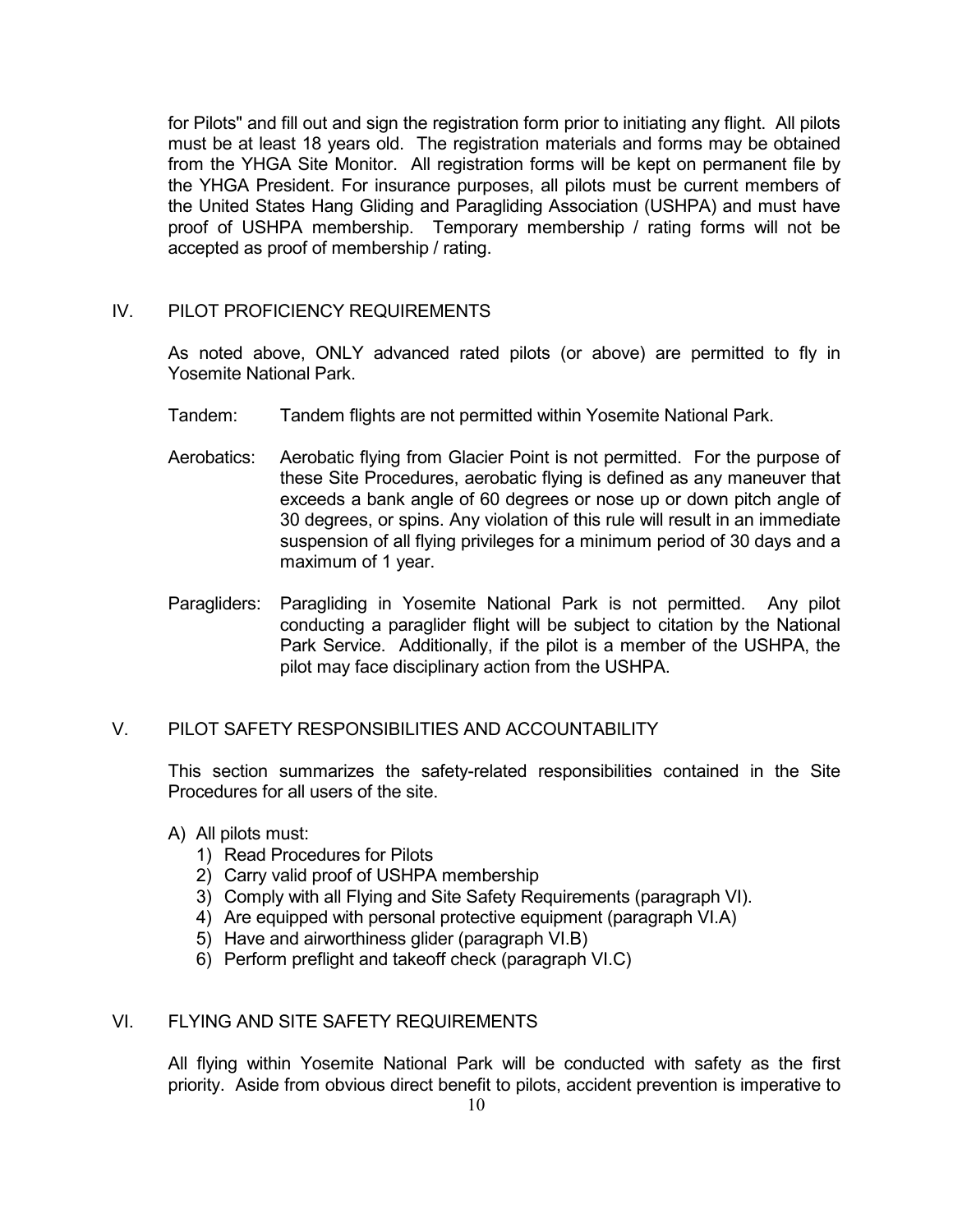for Pilots" and fill out and sign the registration form prior to initiating any flight. All pilots must be at least 18 years old. The registration materials and forms may be obtained from the YHGA Site Monitor. All registration forms will be kept on permanent file by the YHGA President. For insurance purposes, all pilots must be current members of the United States Hang Gliding and Paragliding Association (USHPA) and must have proof of USHPA membership. Temporary membership / rating forms will not be accepted as proof of membership / rating.

## IV. PILOT PROFICIENCY REQUIREMENTS

As noted above, ONLY advanced rated pilots (or above) are permitted to fly in Yosemite National Park.

Tandem: Tandem flights are not permitted within Yosemite National Park.

Aerobatics: Aerobatic flying from Glacier Point is not permitted. For the purpose of these Site Procedures, aerobatic flying is defined as any maneuver that exceeds a bank angle of 60 degrees or nose up or down pitch angle of 30 degrees, or spins. Any violation of this rule will result in an immediate suspension of all flying privileges for a minimum period of 30 days and a maximum of 1 year.

Paragliders: Paragliding in Yosemite National Park is not permitted. Any pilot conducting a paraglider flight will be subject to citation by the National Park Service. Additionally, if the pilot is a member of the USHPA, the pilot may face disciplinary action from the USHPA.

## V. PILOT SAFETY RESPONSIBILITIES AND ACCOUNTABILITY

This section summarizes the safety-related responsibilities contained in the Site Procedures for all users of the site.

A) All pilots must:
   1) Read Procedures for Pilots
   2) Carry valid proof of USHPA membership
   3) Comply with all Flying and Site Safety Requirements (paragraph VI).
   4) Are equipped with personal protective equipment (paragraph VI.A)
   5) Have and airworthiness glider (paragraph VI.B)
   6) Perform preflight and takeoff check (paragraph VI.C)

## VI. FLYING AND SITE SAFETY REQUIREMENTS

All flying within Yosemite National Park will be conducted with safety as the first priority. Aside from obvious direct benefit to pilots, accident prevention is imperative to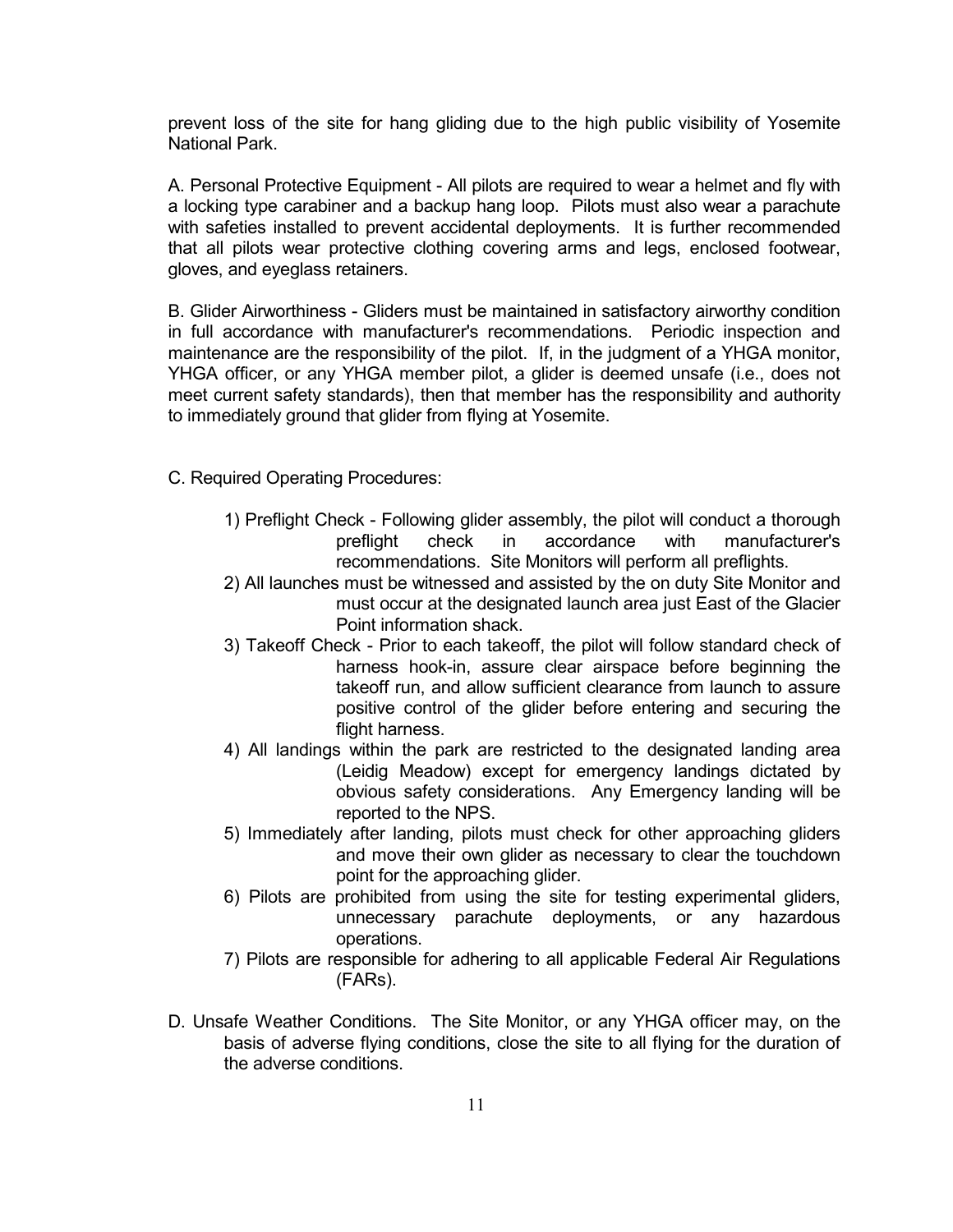prevent loss of the site for hang gliding due to the high public visibility of Yosemite National Park.

A. Personal Protective Equipment - All pilots are required to wear a helmet and fly with a locking type carabiner and a backup hang loop. Pilots must also wear a parachute with safeties installed to prevent accidental deployments. It is further recommended that all pilots wear protective clothing covering arms and legs, enclosed footwear, gloves, and eyeglass retainers.

B. Glider Airworthiness - Gliders must be maintained in satisfactory airworthy condition in full accordance with manufacturer's recommendations. Periodic inspection and maintenance are the responsibility of the pilot. If, in the judgment of a YHGA monitor, YHGA officer, or any YHGA member pilot, a glider is deemed unsafe (i.e., does not meet current safety standards), then that member has the responsibility and authority to immediately ground that glider from flying at Yosemite.

C. Required Operating Procedures:

1) Preflight Check - Following glider assembly, the pilot will conduct a thorough preflight check in accordance with manufacturer's recommendations. Site Monitors will perform all preflights.
2) All launches must be witnessed and assisted by the on duty Site Monitor and must occur at the designated launch area just East of the Glacier Point information shack.
3) Takeoff Check - Prior to each takeoff, the pilot will follow standard check of harness hook-in, assure clear airspace before beginning the takeoff run, and allow sufficient clearance from launch to assure positive control of the glider before entering and securing the flight harness.
4) All landings within the park are restricted to the designated landing area (Leidig Meadow) except for emergency landings dictated by obvious safety considerations. Any Emergency landing will be reported to the NPS.
5) Immediately after landing, pilots must check for other approaching gliders and move their own glider as necessary to clear the touchdown point for the approaching glider.
6) Pilots are prohibited from using the site for testing experimental gliders, unnecessary parachute deployments, or any hazardous operations.
7) Pilots are responsible for adhering to all applicable Federal Air Regulations (FARs).

D. Unsafe Weather Conditions. The Site Monitor, or any YHGA officer may, on the basis of adverse flying conditions, close the site to all flying for the duration of the adverse conditions.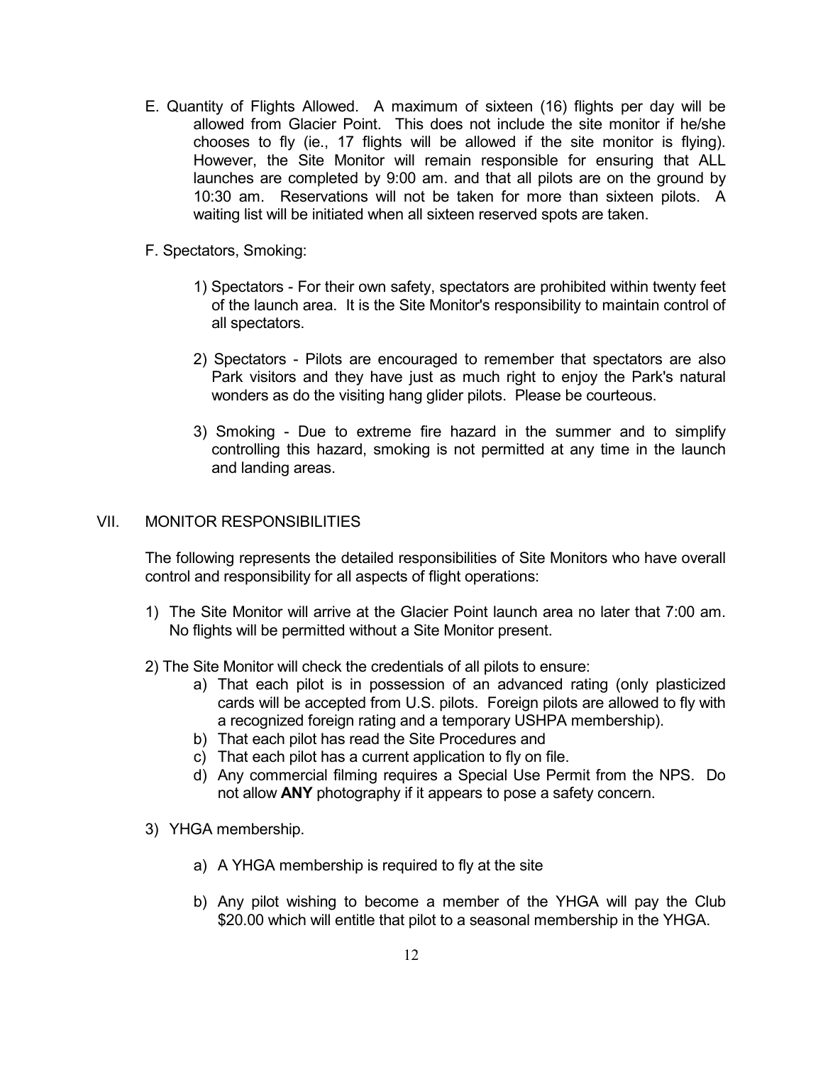E. Quantity of Flights Allowed. A maximum of sixteen (16) flights per day will be allowed from Glacier Point. This does not include the site monitor if he/she chooses to fly (ie., 17 flights will be allowed if the site monitor is flying). However, the Site Monitor will remain responsible for ensuring that ALL launches are completed by 9:00 am. and that all pilots are on the ground by 10:30 am. Reservations will not be taken for more than sixteen pilots. A waiting list will be initiated when all sixteen reserved spots are taken.

F. Spectators, Smoking:

1) Spectators - For their own safety, spectators are prohibited within twenty feet of the launch area. It is the Site Monitor's responsibility to maintain control of all spectators.

2) Spectators - Pilots are encouraged to remember that spectators are also Park visitors and they have just as much right to enjoy the Park's natural wonders as do the visiting hang glider pilots. Please be courteous.

3) Smoking - Due to extreme fire hazard in the summer and to simplify controlling this hazard, smoking is not permitted at any time in the launch and landing areas.

## VII. MONITOR RESPONSIBILITIES

The following represents the detailed responsibilities of Site Monitors who have overall control and responsibility for all aspects of flight operations:

1) The Site Monitor will arrive at the Glacier Point launch area no later that 7:00 am. No flights will be permitted without a Site Monitor present.

2) The Site Monitor will check the credentials of all pilots to ensure:
   a) That each pilot is in possession of an advanced rating (only plasticized cards will be accepted from U.S. pilots. Foreign pilots are allowed to fly with a recognized foreign rating and a temporary USHPA membership).
   b) That each pilot has read the Site Procedures and
   c) That each pilot has a current application to fly on file.
   d) Any commercial filming requires a Special Use Permit from the NPS. Do not allow **ANY** photography if it appears to pose a safety concern.

3) YHGA membership.

   a) A YHGA membership is required to fly at the site

   b) Any pilot wishing to become a member of the YHGA will pay the Club $20.00 which will entitle that pilot to a seasonal membership in the YHGA.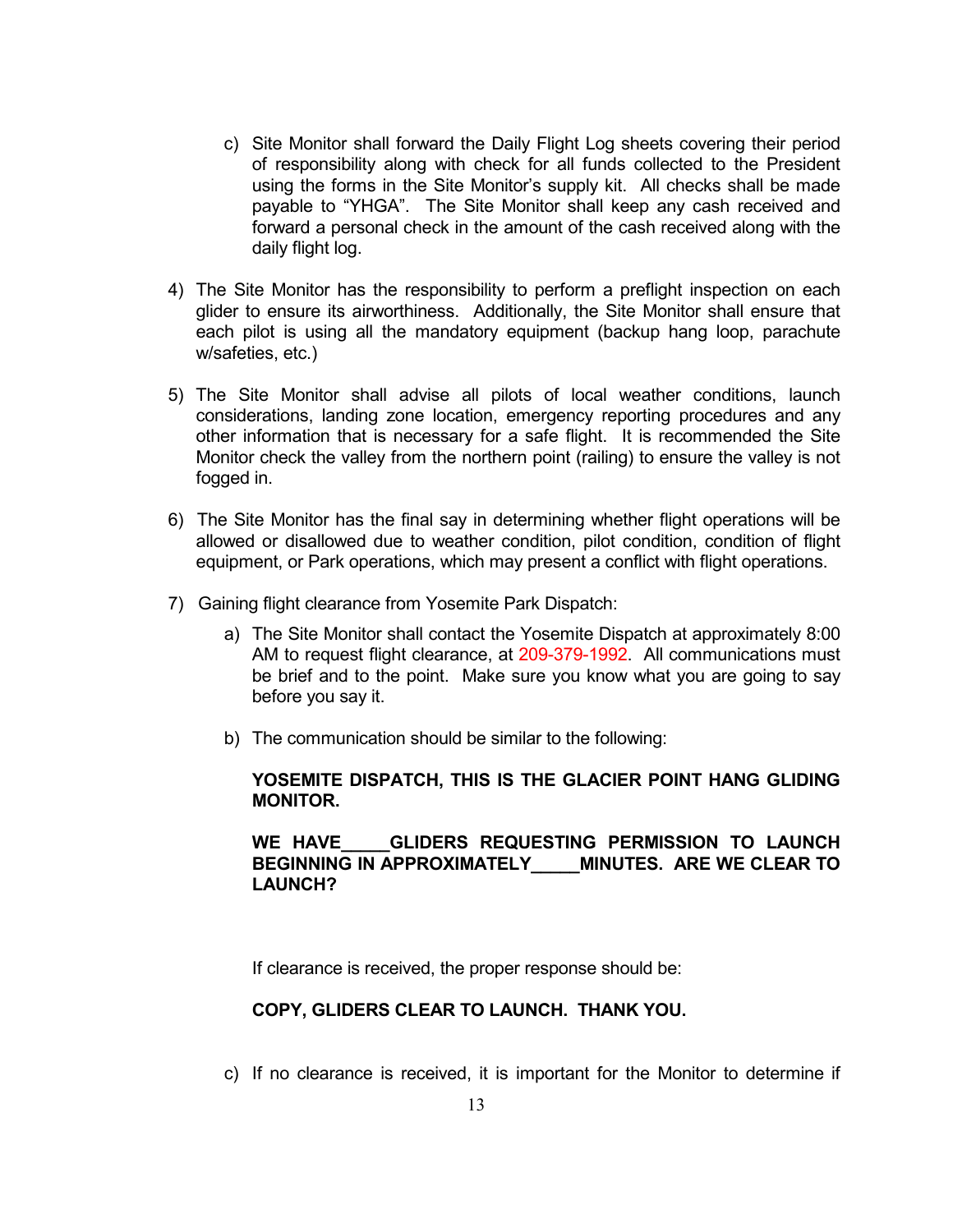c) Site Monitor shall forward the Daily Flight Log sheets covering their period of responsibility along with check for all funds collected to the President using the forms in the Site Monitor's supply kit. All checks shall be made payable to "YHGA". The Site Monitor shall keep any cash received and forward a personal check in the amount of the cash received along with the daily flight log.

4) The Site Monitor has the responsibility to perform a preflight inspection on each glider to ensure its airworthiness. Additionally, the Site Monitor shall ensure that each pilot is using all the mandatory equipment (backup hang loop, parachute w/safeties, etc.)

5) The Site Monitor shall advise all pilots of local weather conditions, launch considerations, landing zone location, emergency reporting procedures and any other information that is necessary for a safe flight. It is recommended the Site Monitor check the valley from the northern point (railing) to ensure the valley is not fogged in.

6) The Site Monitor has the final say in determining whether flight operations will be allowed or disallowed due to weather condition, pilot condition, condition of flight equipment, or Park operations, which may present a conflict with flight operations.

7) Gaining flight clearance from Yosemite Park Dispatch:

   a) The Site Monitor shall contact the Yosemite Dispatch at approximately 8:00 AM to request flight clearance, at 209-379-1992. All communications must be brief and to the point. Make sure you know what you are going to say before you say it.

   b) The communication should be similar to the following:

   **YOSEMITE DISPATCH, THIS IS THE GLACIER POINT HANG GLIDING MONITOR.**

   **WE HAVE_____GLIDERS REQUESTING PERMISSION TO LAUNCH BEGINNING IN APPROXIMATELY_____MINUTES. ARE WE CLEAR TO LAUNCH?**

   If clearance is received, the proper response should be:

   **COPY, GLIDERS CLEAR TO LAUNCH. THANK YOU.**

   c) If no clearance is received, it is important for the Monitor to determine if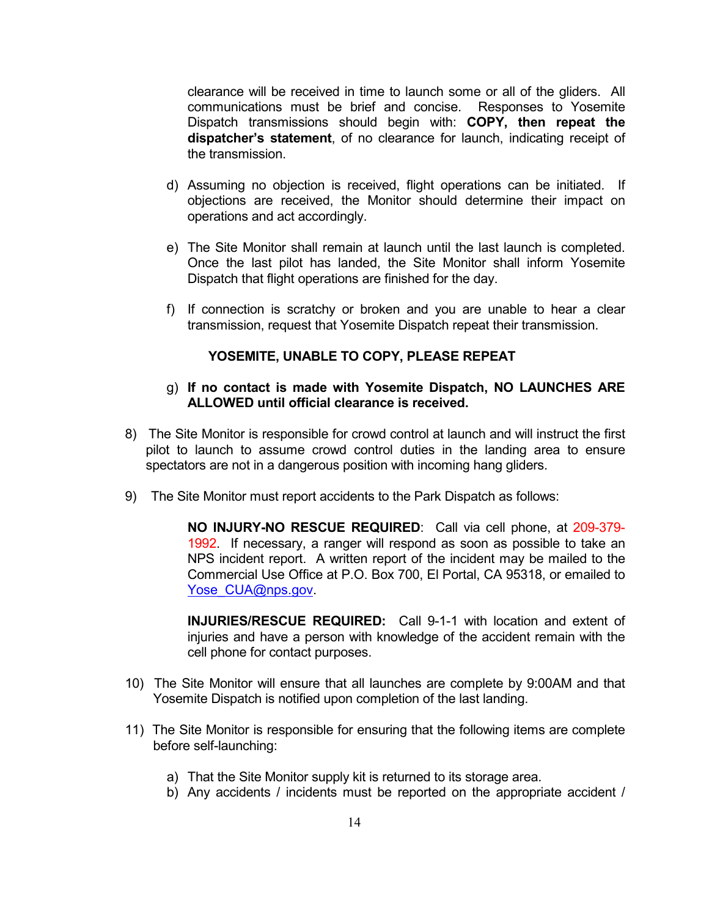clearance will be received in time to launch some or all of the gliders. All communications must be brief and concise. Responses to Yosemite Dispatch transmissions should begin with: **COPY, then repeat the dispatcher's statement**, of no clearance for launch, indicating receipt of the transmission.

d) Assuming no objection is received, flight operations can be initiated. If objections are received, the Monitor should determine their impact on operations and act accordingly.

e) The Site Monitor shall remain at launch until the last launch is completed. Once the last pilot has landed, the Site Monitor shall inform Yosemite Dispatch that flight operations are finished for the day.

f) If connection is scratchy or broken and you are unable to hear a clear transmission, request that Yosemite Dispatch repeat their transmission.

**YOSEMITE, UNABLE TO COPY, PLEASE REPEAT**

g) **If no contact is made with Yosemite Dispatch, NO LAUNCHES ARE ALLOWED until official clearance is received.**

8) The Site Monitor is responsible for crowd control at launch and will instruct the first pilot to launch to assume crowd control duties in the landing area to ensure spectators are not in a dangerous position with incoming hang gliders.

9) The Site Monitor must report accidents to the Park Dispatch as follows:

**NO INJURY-NO RESCUE REQUIRED**: Call via cell phone, at 209-379-1992. If necessary, a ranger will respond as soon as possible to take an NPS incident report. A written report of the incident may be mailed to the Commercial Use Office at P.O. Box 700, El Portal, CA 95318, or emailed to Yose_CUA@nps.gov.

**INJURIES/RESCUE REQUIRED:** Call 9-1-1 with location and extent of injuries and have a person with knowledge of the accident remain with the cell phone for contact purposes.

10) The Site Monitor will ensure that all launches are complete by 9:00AM and that Yosemite Dispatch is notified upon completion of the last landing.

11) The Site Monitor is responsible for ensuring that the following items are complete before self-launching:

a) That the Site Monitor supply kit is returned to its storage area.
b) Any accidents / incidents must be reported on the appropriate accident /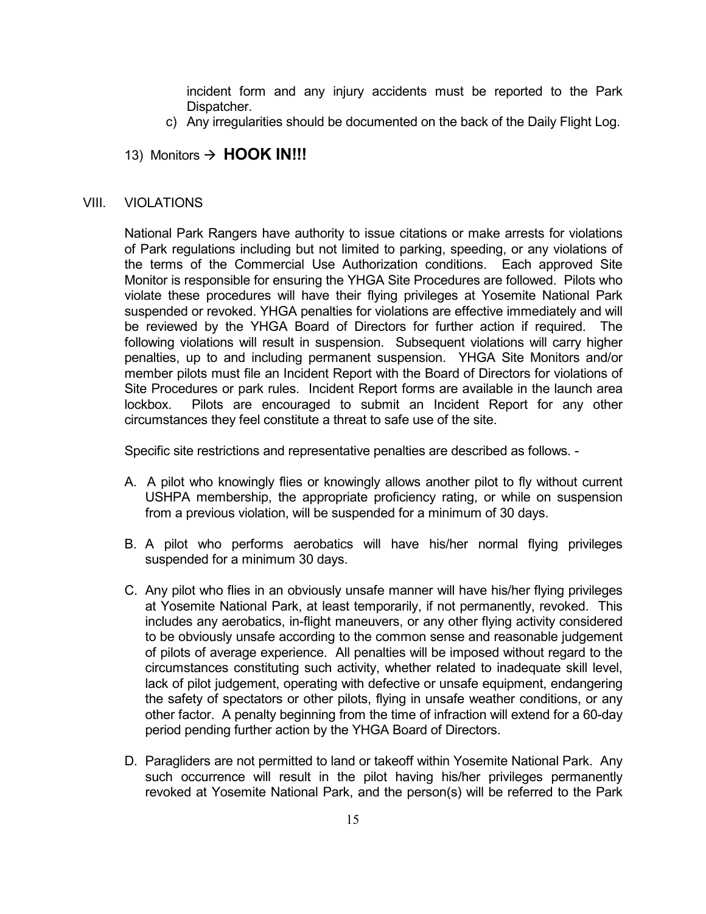incident form and any injury accidents must be reported to the Park Dispatcher.

c) Any irregularities should be documented on the back of the Daily Flight Log.

13) Monitors → **HOOK IN!!!**

## VIII. VIOLATIONS

National Park Rangers have authority to issue citations or make arrests for violations of Park regulations including but not limited to parking, speeding, or any violations of the terms of the Commercial Use Authorization conditions. Each approved Site Monitor is responsible for ensuring the YHGA Site Procedures are followed. Pilots who violate these procedures will have their flying privileges at Yosemite National Park suspended or revoked. YHGA penalties for violations are effective immediately and will be reviewed by the YHGA Board of Directors for further action if required. The following violations will result in suspension. Subsequent violations will carry higher penalties, up to and including permanent suspension. YHGA Site Monitors and/or member pilots must file an Incident Report with the Board of Directors for violations of Site Procedures or park rules. Incident Report forms are available in the launch area lockbox. Pilots are encouraged to submit an Incident Report for any other circumstances they feel constitute a threat to safe use of the site.

Specific site restrictions and representative penalties are described as follows. -

A. A pilot who knowingly flies or knowingly allows another pilot to fly without current USHPA membership, the appropriate proficiency rating, or while on suspension from a previous violation, will be suspended for a minimum of 30 days.

B. A pilot who performs aerobatics will have his/her normal flying privileges suspended for a minimum 30 days.

C. Any pilot who flies in an obviously unsafe manner will have his/her flying privileges at Yosemite National Park, at least temporarily, if not permanently, revoked. This includes any aerobatics, in-flight maneuvers, or any other flying activity considered to be obviously unsafe according to the common sense and reasonable judgement of pilots of average experience. All penalties will be imposed without regard to the circumstances constituting such activity, whether related to inadequate skill level, lack of pilot judgement, operating with defective or unsafe equipment, endangering the safety of spectators or other pilots, flying in unsafe weather conditions, or any other factor. A penalty beginning from the time of infraction will extend for a 60-day period pending further action by the YHGA Board of Directors.

D. Paragliders are not permitted to land or takeoff within Yosemite National Park. Any such occurrence will result in the pilot having his/her privileges permanently revoked at Yosemite National Park, and the person(s) will be referred to the Park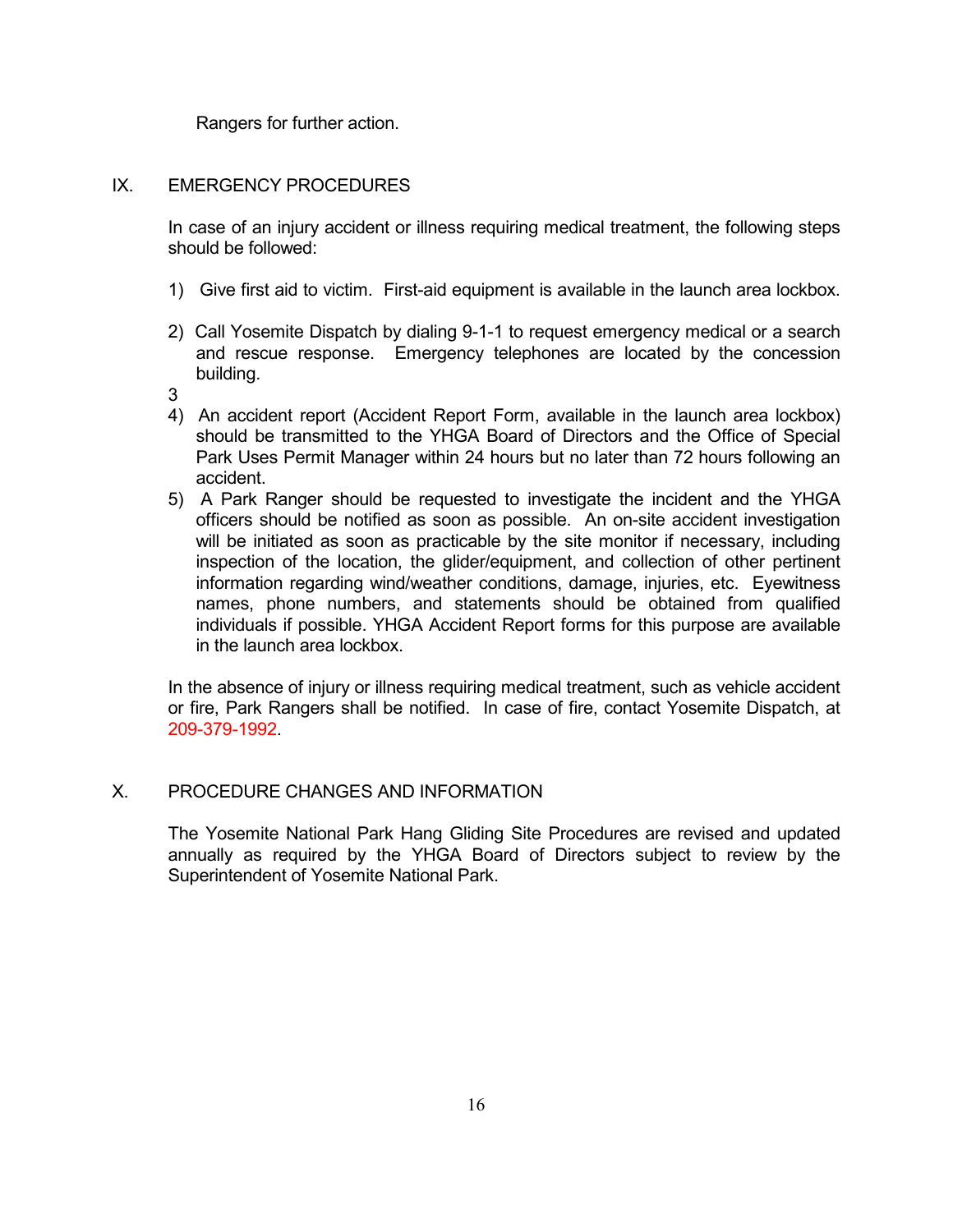Rangers for further action.

## IX. EMERGENCY PROCEDURES

In case of an injury accident or illness requiring medical treatment, the following steps should be followed:

1) Give first aid to victim. First-aid equipment is available in the launch area lockbox.

2) Call Yosemite Dispatch by dialing 9-1-1 to request emergency medical or a search and rescue response. Emergency telephones are located by the concession building.

3

4) An accident report (Accident Report Form, available in the launch area lockbox) should be transmitted to the YHGA Board of Directors and the Office of Special Park Uses Permit Manager within 24 hours but no later than 72 hours following an accident.

5) A Park Ranger should be requested to investigate the incident and the YHGA officers should be notified as soon as possible. An on-site accident investigation will be initiated as soon as practicable by the site monitor if necessary, including inspection of the location, the glider/equipment, and collection of other pertinent information regarding wind/weather conditions, damage, injuries, etc. Eyewitness names, phone numbers, and statements should be obtained from qualified individuals if possible. YHGA Accident Report forms for this purpose are available in the launch area lockbox.

In the absence of injury or illness requiring medical treatment, such as vehicle accident or fire, Park Rangers shall be notified. In case of fire, contact Yosemite Dispatch, at 209-379-1992.

## X. PROCEDURE CHANGES AND INFORMATION

The Yosemite National Park Hang Gliding Site Procedures are revised and updated annually as required by the YHGA Board of Directors subject to review by the Superintendent of Yosemite National Park.